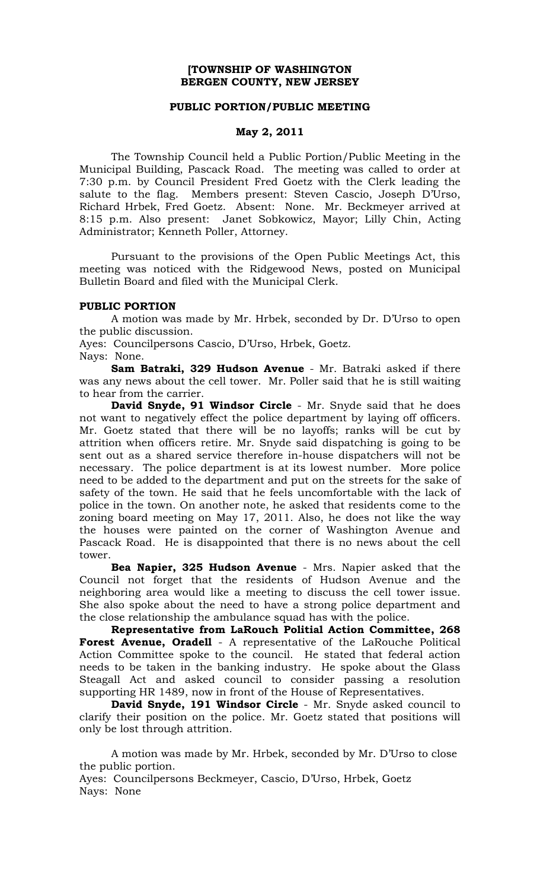**[TOWNSHIP OF WASHINGTON**
**BERGEN COUNTY, NEW JERSEY**

**PUBLIC PORTION/PUBLIC MEETING**

**May 2, 2011**

The Township Council held a Public Portion/Public Meeting in the Municipal Building, Pascack Road. The meeting was called to order at 7:30 p.m. by Council President Fred Goetz with the Clerk leading the salute to the flag. Members present: Steven Cascio, Joseph D'Urso, Richard Hrbek, Fred Goetz. Absent: None. Mr. Beckmeyer arrived at 8:15 p.m. Also present: Janet Sobkowicz, Mayor; Lilly Chin, Acting Administrator; Kenneth Poller, Attorney.

Pursuant to the provisions of the Open Public Meetings Act, this meeting was noticed with the Ridgewood News, posted on Municipal Bulletin Board and filed with the Municipal Clerk.

**PUBLIC PORTION**

A motion was made by Mr. Hrbek, seconded by Dr. D'Urso to open the public discussion.

Ayes: Councilpersons Cascio, D'Urso, Hrbek, Goetz.
Nays: None.

**Sam Batraki, 329 Hudson Avenue** - Mr. Batraki asked if there was any news about the cell tower. Mr. Poller said that he is still waiting to hear from the carrier.

**David Snyde, 91 Windsor Circle** - Mr. Snyde said that he does not want to negatively effect the police department by laying off officers. Mr. Goetz stated that there will be no layoffs; ranks will be cut by attrition when officers retire. Mr. Snyde said dispatching is going to be sent out as a shared service therefore in-house dispatchers will not be necessary. The police department is at its lowest number. More police need to be added to the department and put on the streets for the sake of safety of the town. He said that he feels uncomfortable with the lack of police in the town. On another note, he asked that residents come to the zoning board meeting on May 17, 2011. Also, he does not like the way the houses were painted on the corner of Washington Avenue and Pascack Road. He is disappointed that there is no news about the cell tower.

**Bea Napier, 325 Hudson Avenue** - Mrs. Napier asked that the Council not forget that the residents of Hudson Avenue and the neighboring area would like a meeting to discuss the cell tower issue. She also spoke about the need to have a strong police department and the close relationship the ambulance squad has with the police.

**Representative from LaRouch Politial Action Committee, 268 Forest Avenue, Oradell** - A representative of the LaRouche Political Action Committee spoke to the council. He stated that federal action needs to be taken in the banking industry. He spoke about the Glass Steagall Act and asked council to consider passing a resolution supporting HR 1489, now in front of the House of Representatives.

**David Snyde, 191 Windsor Circle** - Mr. Snyde asked council to clarify their position on the police. Mr. Goetz stated that positions will only be lost through attrition.

A motion was made by Mr. Hrbek, seconded by Mr. D'Urso to close the public portion.

Ayes: Councilpersons Beckmeyer, Cascio, D'Urso, Hrbek, Goetz
Nays: None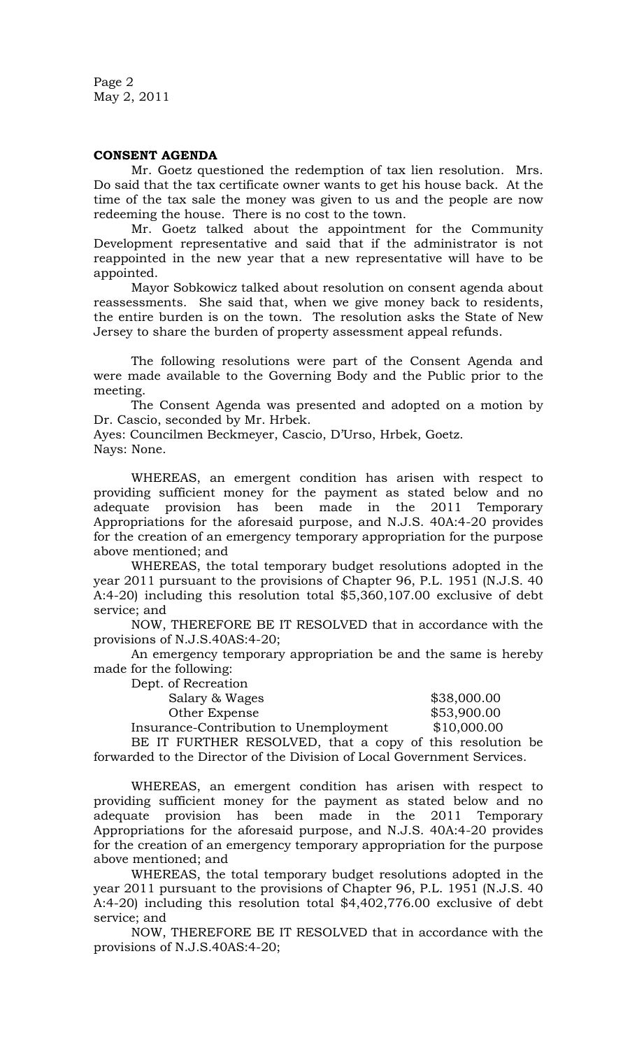**CONSENT AGENDA**

Mr. Goetz questioned the redemption of tax lien resolution. Mrs. Do said that the tax certificate owner wants to get his house back. At the time of the tax sale the money was given to us and the people are now redeeming the house. There is no cost to the town.

Mr. Goetz talked about the appointment for the Community Development representative and said that if the administrator is not reappointed in the new year that a new representative will have to be appointed.

Mayor Sobkowicz talked about resolution on consent agenda about reassessments. She said that, when we give money back to residents, the entire burden is on the town. The resolution asks the State of New Jersey to share the burden of property assessment appeal refunds.

The following resolutions were part of the Consent Agenda and were made available to the Governing Body and the Public prior to the meeting.

The Consent Agenda was presented and adopted on a motion by Dr. Cascio, seconded by Mr. Hrbek.

Ayes: Councilmen Beckmeyer, Cascio, D'Urso, Hrbek, Goetz.
Nays: None.

WHEREAS, an emergent condition has arisen with respect to providing sufficient money for the payment as stated below and no adequate provision has been made in the 2011 Temporary Appropriations for the aforesaid purpose, and N.J.S. 40A:4-20 provides for the creation of an emergency temporary appropriation for the purpose above mentioned; and

WHEREAS, the total temporary budget resolutions adopted in the year 2011 pursuant to the provisions of Chapter 96, P.L. 1951 (N.J.S. 40 A:4-20) including this resolution total $5,360,107.00 exclusive of debt service; and

NOW, THEREFORE BE IT RESOLVED that in accordance with the provisions of N.J.S.40AS:4-20;

An emergency temporary appropriation be and the same is hereby made for the following:

| | |
|---|---|
| Dept. of Recreation | |
| Salary & Wages | $38,000.00 |
| Other Expense | $53,900.00 |
| Insurance-Contribution to Unemployment | $10,000.00 |

BE IT FURTHER RESOLVED, that a copy of this resolution be forwarded to the Director of the Division of Local Government Services.

WHEREAS, an emergent condition has arisen with respect to providing sufficient money for the payment as stated below and no adequate provision has been made in the 2011 Temporary Appropriations for the aforesaid purpose, and N.J.S. 40A:4-20 provides for the creation of an emergency temporary appropriation for the purpose above mentioned; and

WHEREAS, the total temporary budget resolutions adopted in the year 2011 pursuant to the provisions of Chapter 96, P.L. 1951 (N.J.S. 40 A:4-20) including this resolution total $4,402,776.00 exclusive of debt service; and

NOW, THEREFORE BE IT RESOLVED that in accordance with the provisions of N.J.S.40AS:4-20;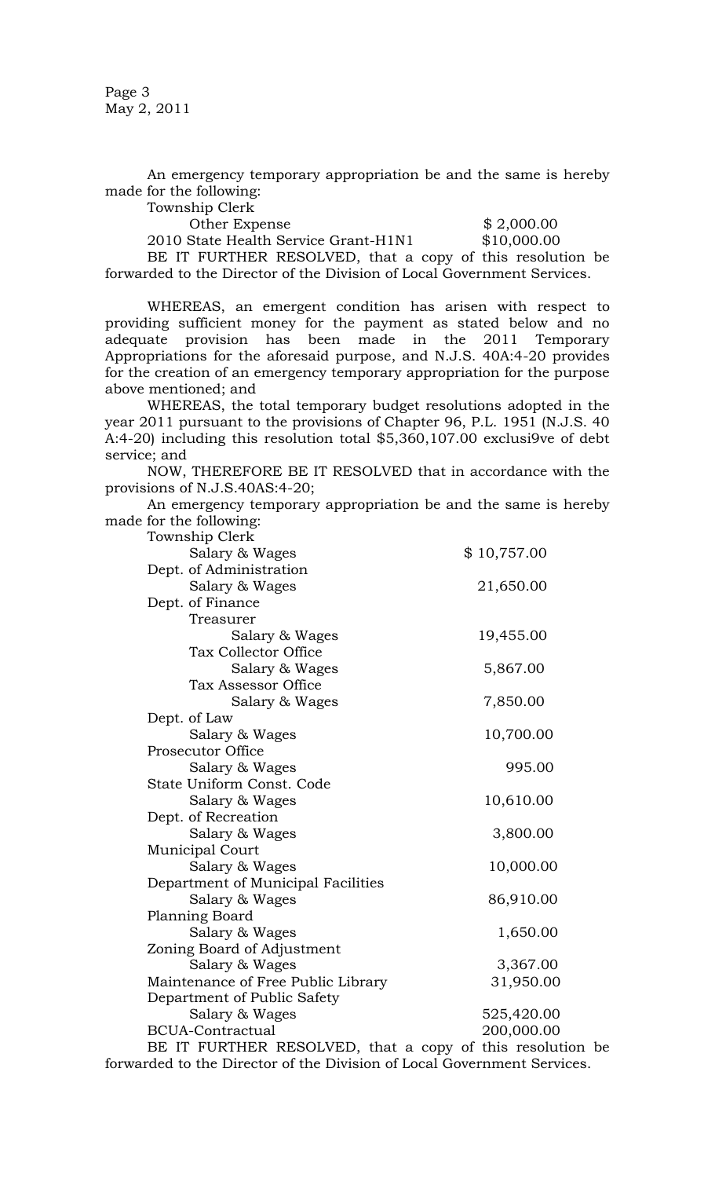An emergency temporary appropriation be and the same is hereby made for the following:

| | |
|---|---|
| Township Clerk | |
| Other Expense | $ 2,000.00 |
| 2010 State Health Service Grant-H1N1 | $10,000.00 |

BE IT FURTHER RESOLVED, that a copy of this resolution be forwarded to the Director of the Division of Local Government Services.

WHEREAS, an emergent condition has arisen with respect to providing sufficient money for the payment as stated below and no adequate provision has been made in the 2011 Temporary Appropriations for the aforesaid purpose, and N.J.S. 40A:4-20 provides for the creation of an emergency temporary appropriation for the purpose above mentioned; and

WHEREAS, the total temporary budget resolutions adopted in the year 2011 pursuant to the provisions of Chapter 96, P.L. 1951 (N.J.S. 40 A:4-20) including this resolution total $5,360,107.00 exclusi9ve of debt service; and

NOW, THEREFORE BE IT RESOLVED that in accordance with the provisions of N.J.S.40AS:4-20;

An emergency temporary appropriation be and the same is hereby made for the following:

| | |
|---|---|
| Township Clerk | |
| Salary & Wages | $ 10,757.00 |
| Dept. of Administration | |
| Salary & Wages | 21,650.00 |
| Dept. of Finance | |
| Treasurer | |
| Salary & Wages | 19,455.00 |
| Tax Collector Office | |
| Salary & Wages | 5,867.00 |
| Tax Assessor Office | |
| Salary & Wages | 7,850.00 |
| Dept. of Law | |
| Salary & Wages | 10,700.00 |
| Prosecutor Office | |
| Salary & Wages | 995.00 |
| State Uniform Const. Code | |
| Salary & Wages | 10,610.00 |
| Dept. of Recreation | |
| Salary & Wages | 3,800.00 |
| Municipal Court | |
| Salary & Wages | 10,000.00 |
| Department of Municipal Facilities | |
| Salary & Wages | 86,910.00 |
| Planning Board | |
| Salary & Wages | 1,650.00 |
| Zoning Board of Adjustment | |
| Salary & Wages | 3,367.00 |
| Maintenance of Free Public Library | 31,950.00 |
| Department of Public Safety | |
| Salary & Wages | 525,420.00 |
| BCUA-Contractual | 200,000.00 |

BE IT FURTHER RESOLVED, that a copy of this resolution be forwarded to the Director of the Division of Local Government Services.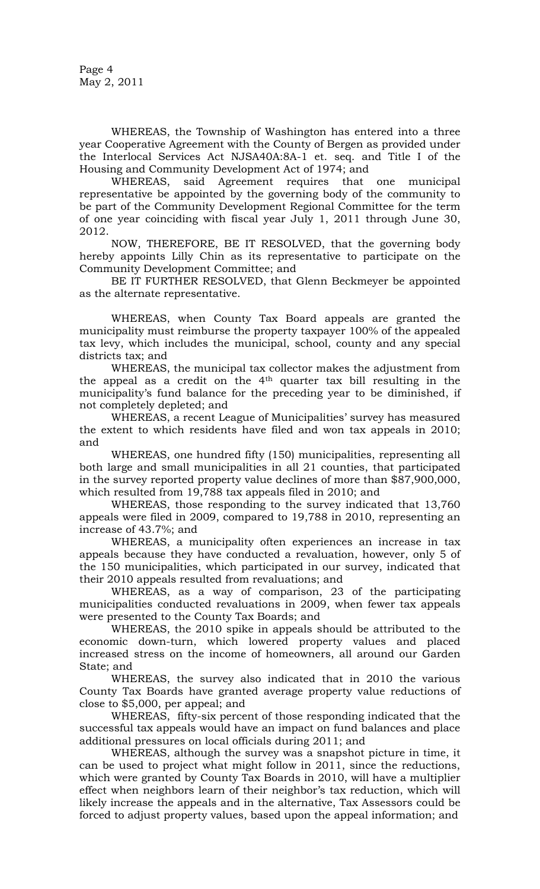WHEREAS, the Township of Washington has entered into a three year Cooperative Agreement with the County of Bergen as provided under the Interlocal Services Act NJSA40A:8A-1 et. seq. and Title I of the Housing and Community Development Act of 1974; and

WHEREAS, said Agreement requires that one municipal representative be appointed by the governing body of the community to be part of the Community Development Regional Committee for the term of one year coinciding with fiscal year July 1, 2011 through June 30, 2012.

NOW, THEREFORE, BE IT RESOLVED, that the governing body hereby appoints Lilly Chin as its representative to participate on the Community Development Committee; and

BE IT FURTHER RESOLVED, that Glenn Beckmeyer be appointed as the alternate representative.

WHEREAS, when County Tax Board appeals are granted the municipality must reimburse the property taxpayer 100% of the appealed tax levy, which includes the municipal, school, county and any special districts tax; and

WHEREAS, the municipal tax collector makes the adjustment from the appeal as a credit on the 4th quarter tax bill resulting in the municipality's fund balance for the preceding year to be diminished, if not completely depleted; and

WHEREAS, a recent League of Municipalities' survey has measured the extent to which residents have filed and won tax appeals in 2010; and

WHEREAS, one hundred fifty (150) municipalities, representing all both large and small municipalities in all 21 counties, that participated in the survey reported property value declines of more than $87,900,000, which resulted from 19,788 tax appeals filed in 2010; and

WHEREAS, those responding to the survey indicated that 13,760 appeals were filed in 2009, compared to 19,788 in 2010, representing an increase of 43.7%; and

WHEREAS, a municipality often experiences an increase in tax appeals because they have conducted a revaluation, however, only 5 of the 150 municipalities, which participated in our survey, indicated that their 2010 appeals resulted from revaluations; and

WHEREAS, as a way of comparison, 23 of the participating municipalities conducted revaluations in 2009, when fewer tax appeals were presented to the County Tax Boards; and

WHEREAS, the 2010 spike in appeals should be attributed to the economic down-turn, which lowered property values and placed increased stress on the income of homeowners, all around our Garden State; and

WHEREAS, the survey also indicated that in 2010 the various County Tax Boards have granted average property value reductions of close to $5,000, per appeal; and

WHEREAS, fifty-six percent of those responding indicated that the successful tax appeals would have an impact on fund balances and place additional pressures on local officials during 2011; and

WHEREAS, although the survey was a snapshot picture in time, it can be used to project what might follow in 2011, since the reductions, which were granted by County Tax Boards in 2010, will have a multiplier effect when neighbors learn of their neighbor's tax reduction, which will likely increase the appeals and in the alternative, Tax Assessors could be forced to adjust property values, based upon the appeal information; and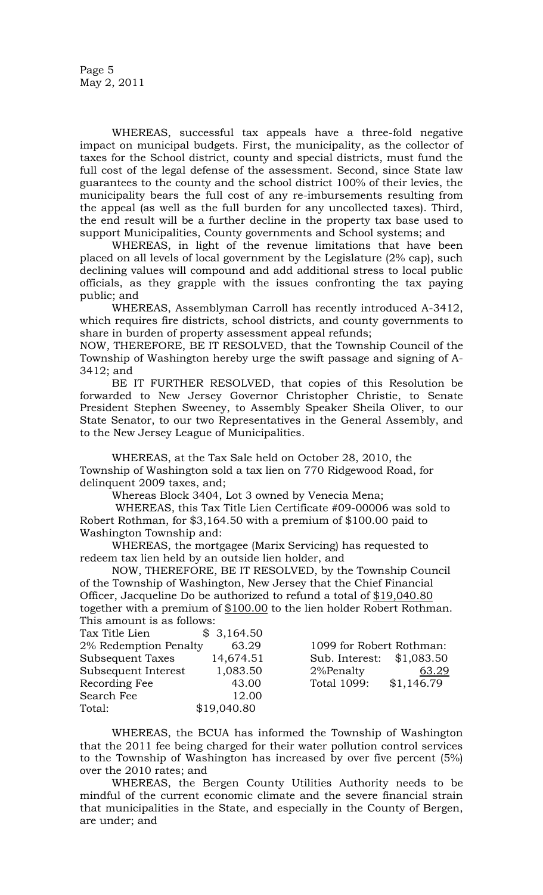WHEREAS, successful tax appeals have a three-fold negative impact on municipal budgets. First, the municipality, as the collector of taxes for the School district, county and special districts, must fund the full cost of the legal defense of the assessment. Second, since State law guarantees to the county and the school district 100% of their levies, the municipality bears the full cost of any re-imbursements resulting from the appeal (as well as the full burden for any uncollected taxes). Third, the end result will be a further decline in the property tax base used to support Municipalities, County governments and School systems; and

WHEREAS, in light of the revenue limitations that have been placed on all levels of local government by the Legislature (2% cap), such declining values will compound and add additional stress to local public officials, as they grapple with the issues confronting the tax paying public; and

WHEREAS, Assemblyman Carroll has recently introduced A-3412, which requires fire districts, school districts, and county governments to share in burden of property assessment appeal refunds;

NOW, THEREFORE, BE IT RESOLVED, that the Township Council of the Township of Washington hereby urge the swift passage and signing of A-3412; and

BE IT FURTHER RESOLVED, that copies of this Resolution be forwarded to New Jersey Governor Christopher Christie, to Senate President Stephen Sweeney, to Assembly Speaker Sheila Oliver, to our State Senator, to our two Representatives in the General Assembly, and to the New Jersey League of Municipalities.

WHEREAS, at the Tax Sale held on October 28, 2010, the Township of Washington sold a tax lien on 770 Ridgewood Road, for delinquent 2009 taxes, and;

Whereas Block 3404, Lot 3 owned by Venecia Mena;

WHEREAS, this Tax Title Lien Certificate #09-00006 was sold to Robert Rothman, for $3,164.50 with a premium of $100.00 paid to Washington Township and:

WHEREAS, the mortgagee (Marix Servicing) has requested to redeem tax lien held by an outside lien holder, and

NOW, THEREFORE, BE IT RESOLVED, by the Township Council of the Township of Washington, New Jersey that the Chief Financial Officer, Jacqueline Do be authorized to refund a total of $19,040.80 together with a premium of $100.00 to the lien holder Robert Rothman. This amount is as follows:

| | | | |
|---|---|---|---|
| Tax Title Lien | $ 3,164.50 | | |
| 2% Redemption Penalty | 63.29 | 1099 for Robert Rothman: | |
| Subsequent Taxes | 14,674.51 | Sub. Interest: | $1,083.50 |
| Subsequent Interest | 1,083.50 | 2%Penalty | 63.29 |
| Recording Fee | 43.00 | Total 1099: | $1,146.79 |
| Search Fee | 12.00 | | |
| Total: | $19,040.80 | | |

WHEREAS, the BCUA has informed the Township of Washington that the 2011 fee being charged for their water pollution control services to the Township of Washington has increased by over five percent (5%) over the 2010 rates; and

WHEREAS, the Bergen County Utilities Authority needs to be mindful of the current economic climate and the severe financial strain that municipalities in the State, and especially in the County of Bergen, are under; and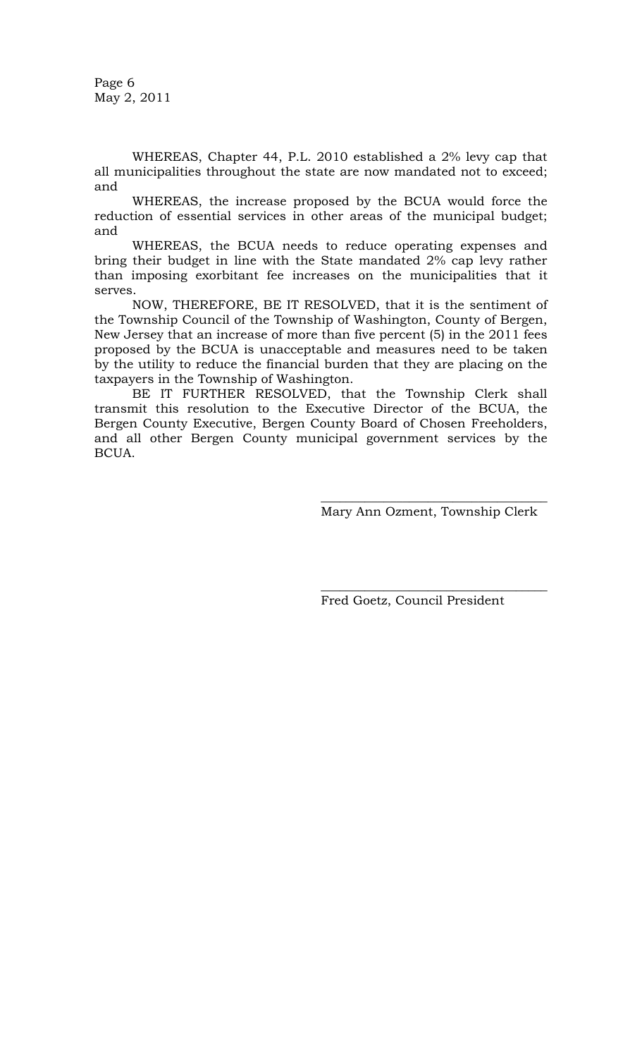WHEREAS, Chapter 44, P.L. 2010 established a 2% levy cap that all municipalities throughout the state are now mandated not to exceed; and

WHEREAS, the increase proposed by the BCUA would force the reduction of essential services in other areas of the municipal budget; and

WHEREAS, the BCUA needs to reduce operating expenses and bring their budget in line with the State mandated 2% cap levy rather than imposing exorbitant fee increases on the municipalities that it serves.

NOW, THEREFORE, BE IT RESOLVED, that it is the sentiment of the Township Council of the Township of Washington, County of Bergen, New Jersey that an increase of more than five percent (5) in the 2011 fees proposed by the BCUA is unacceptable and measures need to be taken by the utility to reduce the financial burden that they are placing on the taxpayers in the Township of Washington.

BE IT FURTHER RESOLVED, that the Township Clerk shall transmit this resolution to the Executive Director of the BCUA, the Bergen County Executive, Bergen County Board of Chosen Freeholders, and all other Bergen County municipal government services by the BCUA.

\_\_\_\_\_\_\_\_\_\_\_\_\_\_\_\_\_\_\_\_\_\_\_\_\_\_\_\_\_\_\_\_\_\_
Mary Ann Ozment, Township Clerk

\_\_\_\_\_\_\_\_\_\_\_\_\_\_\_\_\_\_\_\_\_\_\_\_\_\_\_\_\_\_\_\_\_\_
Fred Goetz, Council President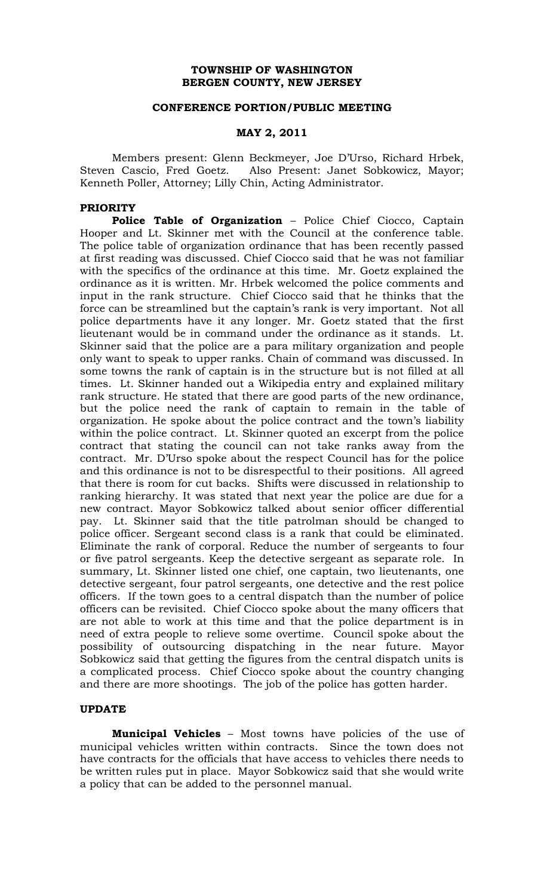**TOWNSHIP OF WASHINGTON**
**BERGEN COUNTY, NEW JERSEY**

**CONFERENCE PORTION/PUBLIC MEETING**

**MAY 2, 2011**

Members present: Glenn Beckmeyer, Joe D'Urso, Richard Hrbek, Steven Cascio, Fred Goetz. Also Present: Janet Sobkowicz, Mayor; Kenneth Poller, Attorney; Lilly Chin, Acting Administrator.

**PRIORITY**

**Police Table of Organization** – Police Chief Ciocco, Captain Hooper and Lt. Skinner met with the Council at the conference table. The police table of organization ordinance that has been recently passed at first reading was discussed. Chief Ciocco said that he was not familiar with the specifics of the ordinance at this time. Mr. Goetz explained the ordinance as it is written. Mr. Hrbek welcomed the police comments and input in the rank structure. Chief Ciocco said that he thinks that the force can be streamlined but the captain's rank is very important. Not all police departments have it any longer. Mr. Goetz stated that the first lieutenant would be in command under the ordinance as it stands. Lt. Skinner said that the police are a para military organization and people only want to speak to upper ranks. Chain of command was discussed. In some towns the rank of captain is in the structure but is not filled at all times. Lt. Skinner handed out a Wikipedia entry and explained military rank structure. He stated that there are good parts of the new ordinance, but the police need the rank of captain to remain in the table of organization. He spoke about the police contract and the town's liability within the police contract. Lt. Skinner quoted an excerpt from the police contract that stating the council can not take ranks away from the contract. Mr. D'Urso spoke about the respect Council has for the police and this ordinance is not to be disrespectful to their positions. All agreed that there is room for cut backs. Shifts were discussed in relationship to ranking hierarchy. It was stated that next year the police are due for a new contract. Mayor Sobkowicz talked about senior officer differential pay. Lt. Skinner said that the title patrolman should be changed to police officer. Sergeant second class is a rank that could be eliminated. Eliminate the rank of corporal. Reduce the number of sergeants to four or five patrol sergeants. Keep the detective sergeant as separate role. In summary, Lt. Skinner listed one chief, one captain, two lieutenants, one detective sergeant, four patrol sergeants, one detective and the rest police officers. If the town goes to a central dispatch than the number of police officers can be revisited. Chief Ciocco spoke about the many officers that are not able to work at this time and that the police department is in need of extra people to relieve some overtime. Council spoke about the possibility of outsourcing dispatching in the near future. Mayor Sobkowicz said that getting the figures from the central dispatch units is a complicated process. Chief Ciocco spoke about the country changing and there are more shootings. The job of the police has gotten harder.

**UPDATE**

**Municipal Vehicles** – Most towns have policies of the use of municipal vehicles written within contracts. Since the town does not have contracts for the officials that have access to vehicles there needs to be written rules put in place. Mayor Sobkowicz said that she would write a policy that can be added to the personnel manual.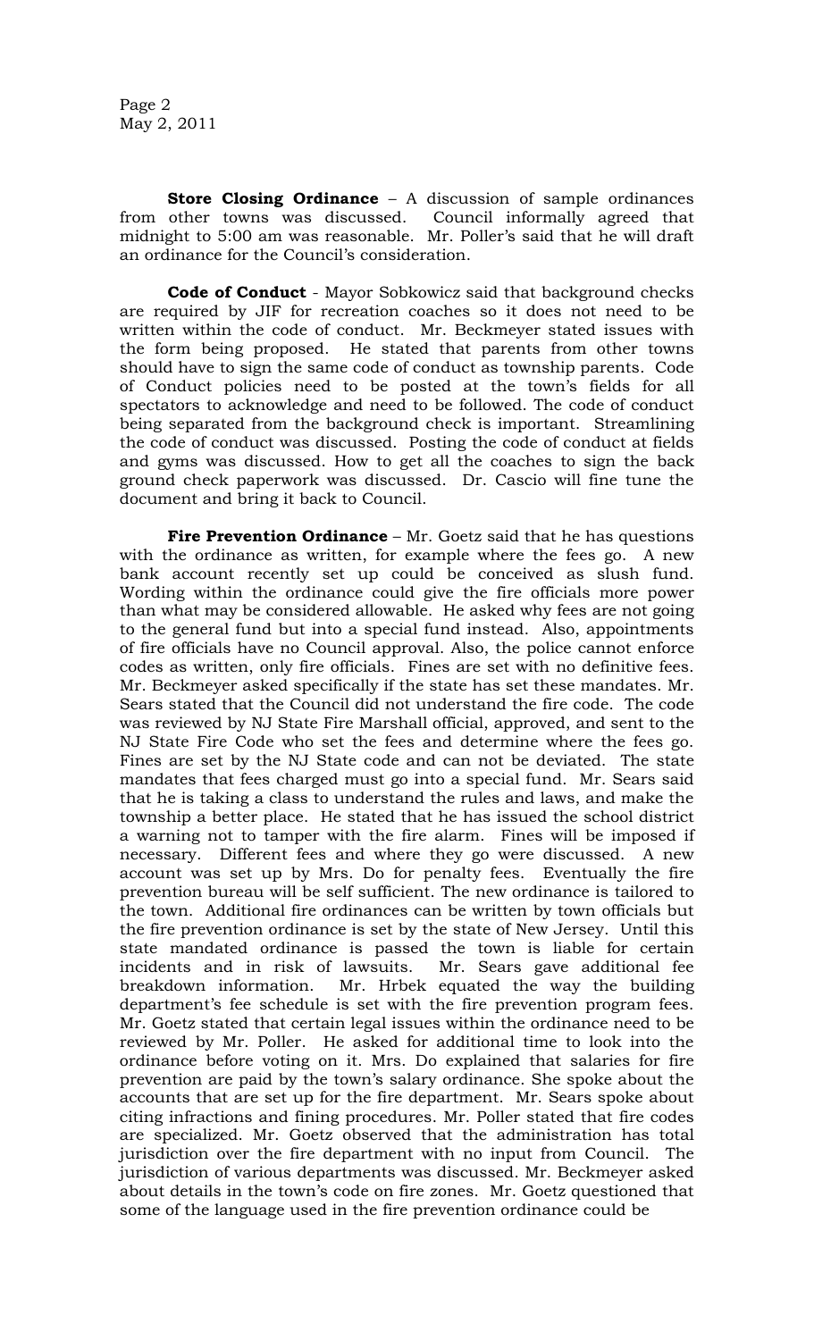**Store Closing Ordinance** – A discussion of sample ordinances from other towns was discussed. Council informally agreed that midnight to 5:00 am was reasonable. Mr. Poller's said that he will draft an ordinance for the Council's consideration.

**Code of Conduct** - Mayor Sobkowicz said that background checks are required by JIF for recreation coaches so it does not need to be written within the code of conduct. Mr. Beckmeyer stated issues with the form being proposed. He stated that parents from other towns should have to sign the same code of conduct as township parents. Code of Conduct policies need to be posted at the town's fields for all spectators to acknowledge and need to be followed. The code of conduct being separated from the background check is important. Streamlining the code of conduct was discussed. Posting the code of conduct at fields and gyms was discussed. How to get all the coaches to sign the back ground check paperwork was discussed. Dr. Cascio will fine tune the document and bring it back to Council.

**Fire Prevention Ordinance** – Mr. Goetz said that he has questions with the ordinance as written, for example where the fees go. A new bank account recently set up could be conceived as slush fund. Wording within the ordinance could give the fire officials more power than what may be considered allowable. He asked why fees are not going to the general fund but into a special fund instead. Also, appointments of fire officials have no Council approval. Also, the police cannot enforce codes as written, only fire officials. Fines are set with no definitive fees. Mr. Beckmeyer asked specifically if the state has set these mandates. Mr. Sears stated that the Council did not understand the fire code. The code was reviewed by NJ State Fire Marshall official, approved, and sent to the NJ State Fire Code who set the fees and determine where the fees go. Fines are set by the NJ State code and can not be deviated. The state mandates that fees charged must go into a special fund. Mr. Sears said that he is taking a class to understand the rules and laws, and make the township a better place. He stated that he has issued the school district a warning not to tamper with the fire alarm. Fines will be imposed if necessary. Different fees and where they go were discussed. A new account was set up by Mrs. Do for penalty fees. Eventually the fire prevention bureau will be self sufficient. The new ordinance is tailored to the town. Additional fire ordinances can be written by town officials but the fire prevention ordinance is set by the state of New Jersey. Until this state mandated ordinance is passed the town is liable for certain incidents and in risk of lawsuits. Mr. Sears gave additional fee breakdown information. Mr. Hrbek equated the way the building department's fee schedule is set with the fire prevention program fees. Mr. Goetz stated that certain legal issues within the ordinance need to be reviewed by Mr. Poller. He asked for additional time to look into the ordinance before voting on it. Mrs. Do explained that salaries for fire prevention are paid by the town's salary ordinance. She spoke about the accounts that are set up for the fire department. Mr. Sears spoke about citing infractions and fining procedures. Mr. Poller stated that fire codes are specialized. Mr. Goetz observed that the administration has total jurisdiction over the fire department with no input from Council. The jurisdiction of various departments was discussed. Mr. Beckmeyer asked about details in the town's code on fire zones. Mr. Goetz questioned that some of the language used in the fire prevention ordinance could be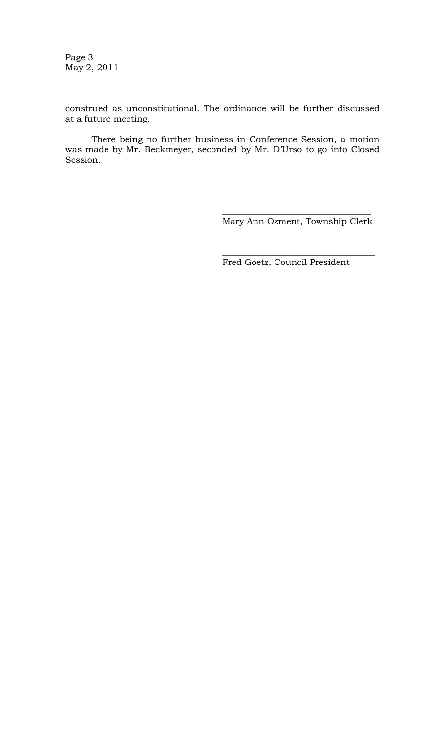construed as unconstitutional. The ordinance will be further discussed at a future meeting.

There being no further business in Conference Session, a motion was made by Mr. Beckmeyer, seconded by Mr. D'Urso to go into Closed Session.

\_\_\_\_\_\_\_\_\_\_\_\_\_\_\_\_\_\_\_\_\_\_\_\_\_\_\_\_\_\_\_\_
Mary Ann Ozment, Township Clerk

\_\_\_\_\_\_\_\_\_\_\_\_\_\_\_\_\_\_\_\_\_\_\_\_\_\_\_\_\_\_\_\_
Fred Goetz, Council President